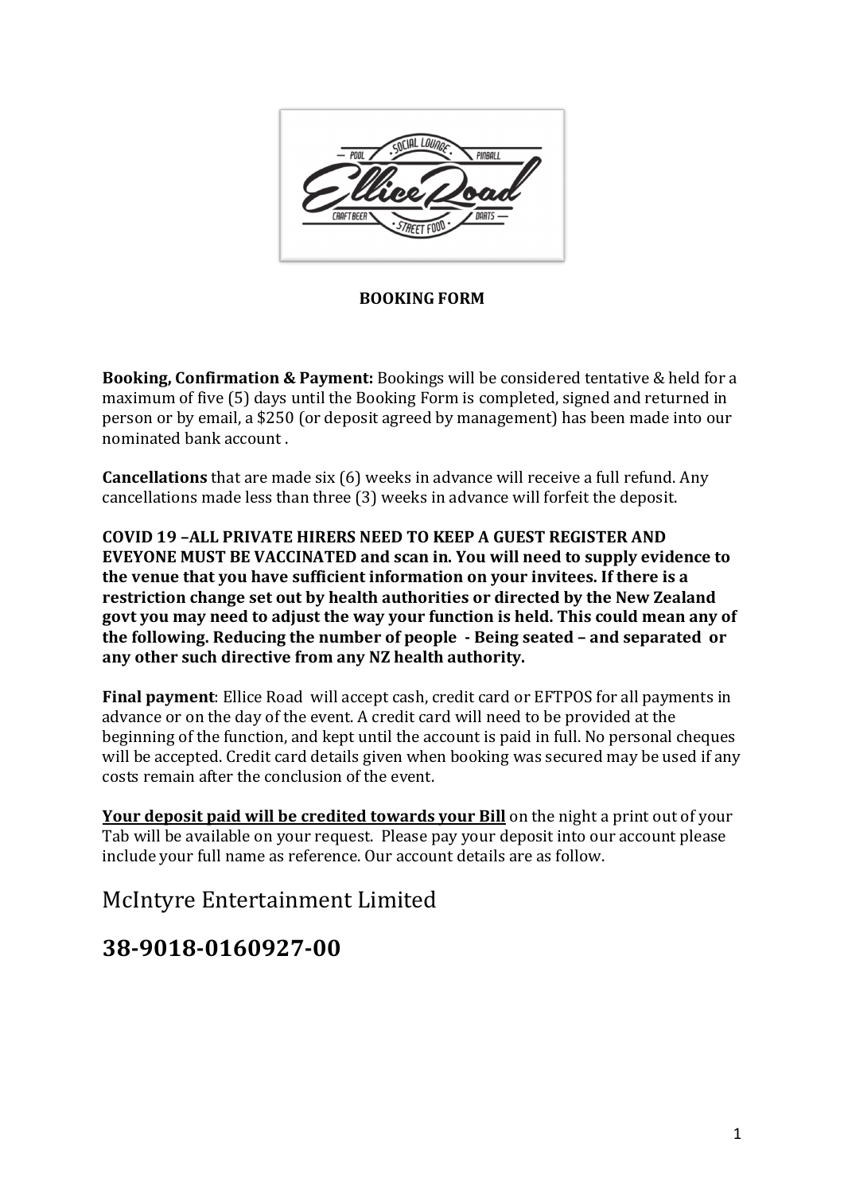**BOOKING FORM**

**Booking, Confirmation & Payment:** Bookings will be considered tentative & held for a maximum of five (5) days until the Booking Form is completed, signed and returned in person or by email, a $250 (or deposit agreed by management) has been made into our nominated bank account .

**Cancellations** that are made six (6) weeks in advance will receive a full refund. Any cancellations made less than three (3) weeks in advance will forfeit the deposit.

**COVID 19 –ALL PRIVATE HIRERS NEED TO KEEP A GUEST REGISTER AND EVEYONE MUST BE VACCINATED and scan in. You will need to supply evidence to the venue that you have sufficient information on your invitees. If there is a restriction change set out by health authorities or directed by the New Zealand govt you may need to adjust the way your function is held. This could mean any of the following. Reducing the number of people - Being seated – and separated or any other such directive from any NZ health authority.**

**Final payment**: Ellice Road will accept cash, credit card or EFTPOS for all payments in advance or on the day of the event. A credit card will need to be provided at the beginning of the function, and kept until the account is paid in full. No personal cheques will be accepted. Credit card details given when booking was secured may be used if any costs remain after the conclusion of the event.

<u>**Your deposit paid will be credited towards your Bill**</u> on the night a print out of your Tab will be available on your request. Please pay your deposit into our account please include your full name as reference. Our account details are as follow.

## McIntyre Entertainment Limited

## **38-9018-0160927-00**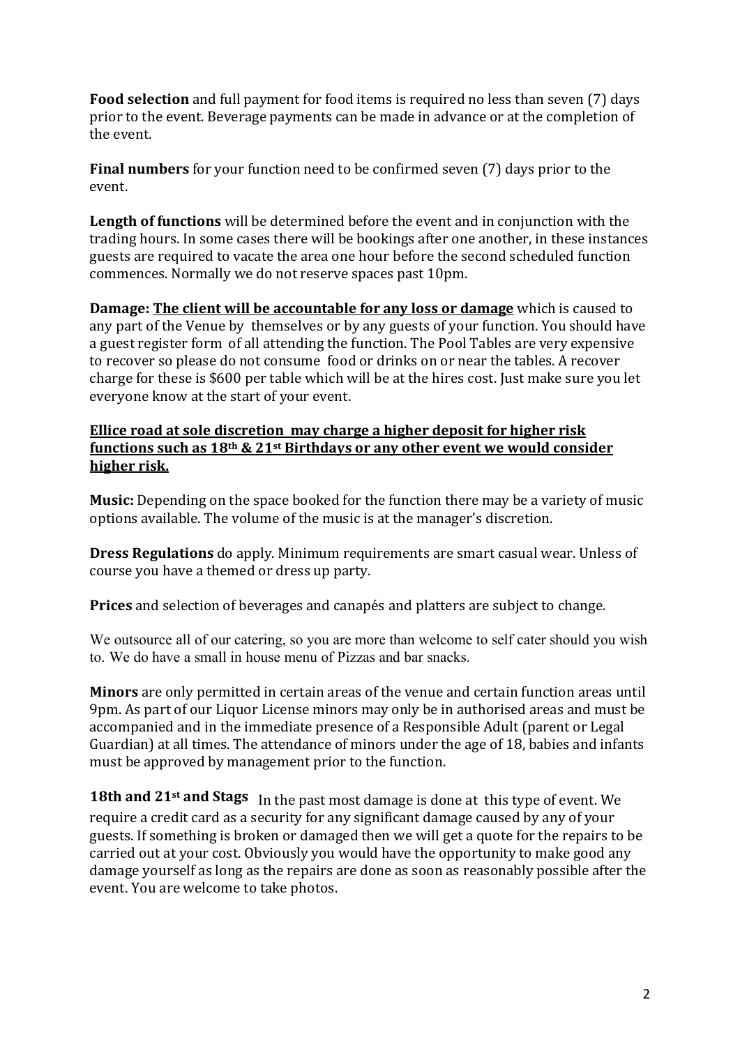**Food selection** and full payment for food items is required no less than seven (7) days prior to the event. Beverage payments can be made in advance or at the completion of the event.

**Final numbers** for your function need to be confirmed seven (7) days prior to the event.

**Length of functions** will be determined before the event and in conjunction with the trading hours. In some cases there will be bookings after one another, in these instances guests are required to vacate the area one hour before the second scheduled function commences. Normally we do not reserve spaces past 10pm.

**Damage: <u>The client will be accountable for any loss or damage</u>** which is caused to any part of the Venue by themselves or by any guests of your function. You should have a guest register form of all attending the function. The Pool Tables are very expensive to recover so please do not consume food or drinks on or near the tables. A recover charge for these is $600 per table which will be at the hires cost. Just make sure you let everyone know at the start of your event.

**<u>Ellice road at sole discretion may charge a higher deposit for higher risk functions such as 18th & 21st Birthdays or any other event we would consider higher risk.</u>**

**Music:** Depending on the space booked for the function there may be a variety of music options available. The volume of the music is at the manager's discretion.

**Dress Regulations** do apply. Minimum requirements are smart casual wear. Unless of course you have a themed or dress up party.

**Prices** and selection of beverages and canapés and platters are subject to change.

We outsource all of our catering, so you are more than welcome to self cater should you wish to. We do have a small in house menu of Pizzas and bar snacks.

**Minors** are only permitted in certain areas of the venue and certain function areas until 9pm. As part of our Liquor License minors may only be in authorised areas and must be accompanied and in the immediate presence of a Responsible Adult (parent or Legal Guardian) at all times. The attendance of minors under the age of 18, babies and infants must be approved by management prior to the function.

**18th and 21st and Stags** In the past most damage is done at this type of event. We require a credit card as a security for any significant damage caused by any of your guests. If something is broken or damaged then we will get a quote for the repairs to be carried out at your cost. Obviously you would have the opportunity to make good any damage yourself as long as the repairs are done as soon as reasonably possible after the event. You are welcome to take photos.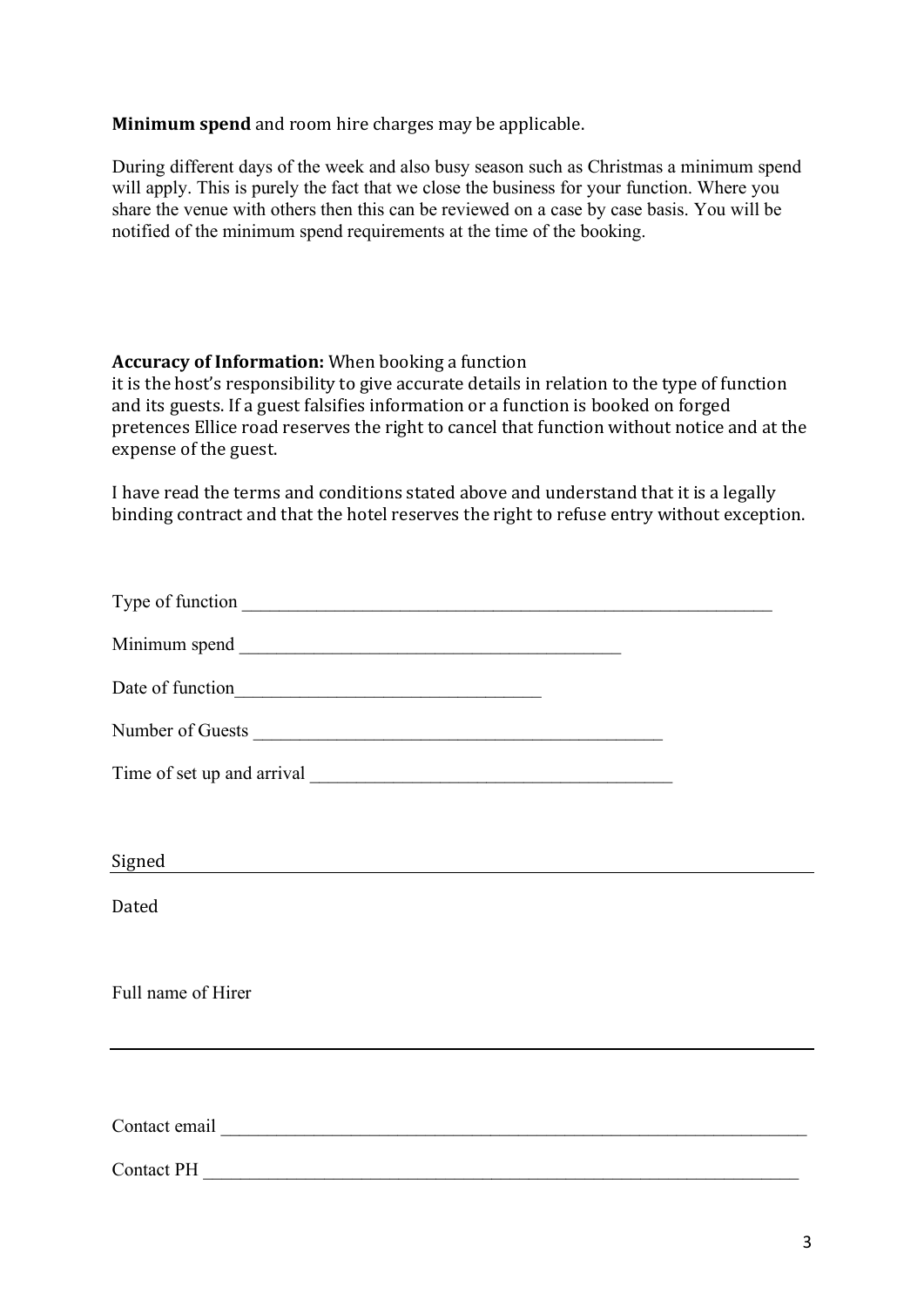**Minimum spend** and room hire charges may be applicable.

During different days of the week and also busy season such as Christmas a minimum spend will apply. This is purely the fact that we close the business for your function. Where you share the venue with others then this can be reviewed on a case by case basis. You will be notified of the minimum spend requirements at the time of the booking.

**Accuracy of Information:** When booking a function it is the host's responsibility to give accurate details in relation to the type of function and its guests. If a guest falsifies information or a function is booked on forged pretences Ellice road reserves the right to cancel that function without notice and at the expense of the guest.

I have read the terms and conditions stated above and understand that it is a legally binding contract and that the hotel reserves the right to refuse entry without exception.

Type of function ______________________________________________________________

Minimum spend ____________________________________________

Date of function___________________________________

Number of Guests _______________________________________________

Time of set up and arrival _________________________________________

Signed ______________________________________________________________

Dated

Full name of Hirer

______________________________________________________________

Contact email _____________________________________________________________________

Contact PH ______________________________________________________________________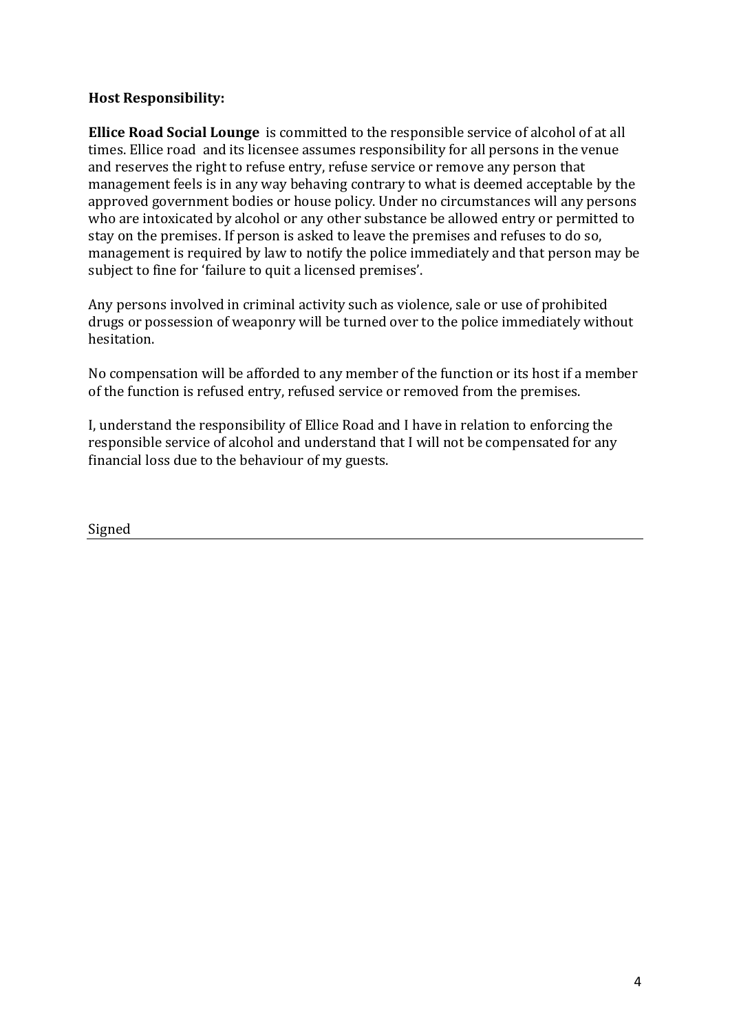**Host Responsibility:**

**Ellice Road Social Lounge** is committed to the responsible service of alcohol of at all times. Ellice road and its licensee assumes responsibility for all persons in the venue and reserves the right to refuse entry, refuse service or remove any person that management feels is in any way behaving contrary to what is deemed acceptable by the approved government bodies or house policy. Under no circumstances will any persons who are intoxicated by alcohol or any other substance be allowed entry or permitted to stay on the premises. If person is asked to leave the premises and refuses to do so, management is required by law to notify the police immediately and that person may be subject to fine for 'failure to quit a licensed premises'.

Any persons involved in criminal activity such as violence, sale or use of prohibited drugs or possession of weaponry will be turned over to the police immediately without hesitation.

No compensation will be afforded to any member of the function or its host if a member of the function is refused entry, refused service or removed from the premises.

I, understand the responsibility of Ellice Road and I have in relation to enforcing the responsible service of alcohol and understand that I will not be compensated for any financial loss due to the behaviour of my guests.

Signed